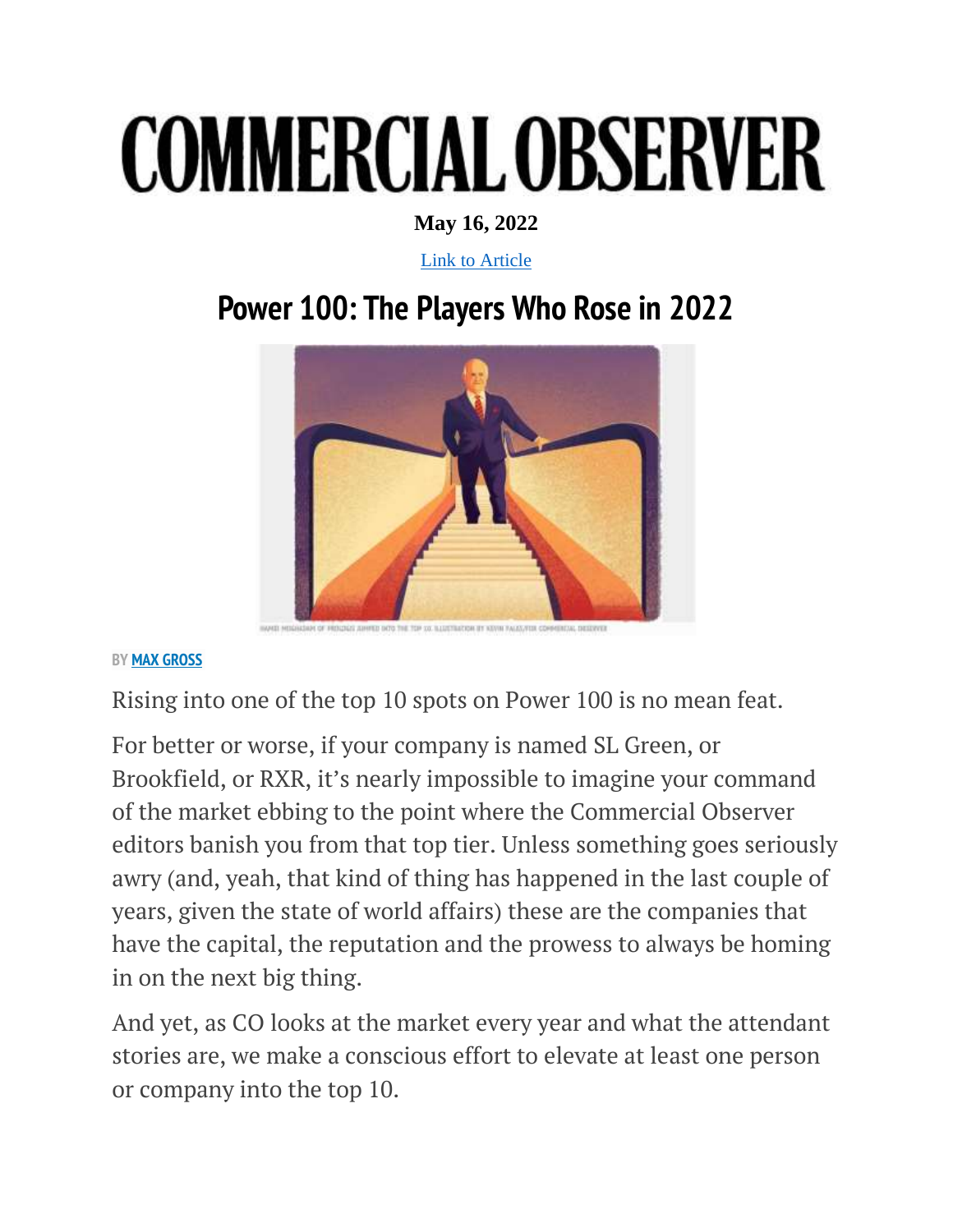# COMMERCIAL OBSERVER

**May 16, 2022**

Link to Article

## Power 100: The Players Who Rose in 2022

HAMID MOGHADAM OF PROLOGIS JUMPED INTO THE TOP 10. ILLUSTRATION BY KEVIN FALES/FOR COMMERCIAL OBSERVER

BY **MAX GROSS**

Rising into one of the top 10 spots on Power 100 is no mean feat.

For better or worse, if your company is named SL Green, or Brookfield, or RXR, it's nearly impossible to imagine your command of the market ebbing to the point where the Commercial Observer editors banish you from that top tier. Unless something goes seriously awry (and, yeah, that kind of thing has happened in the last couple of years, given the state of world affairs) these are the companies that have the capital, the reputation and the prowess to always be homing in on the next big thing.

And yet, as CO looks at the market every year and what the attendant stories are, we make a conscious effort to elevate at least one person or company into the top 10.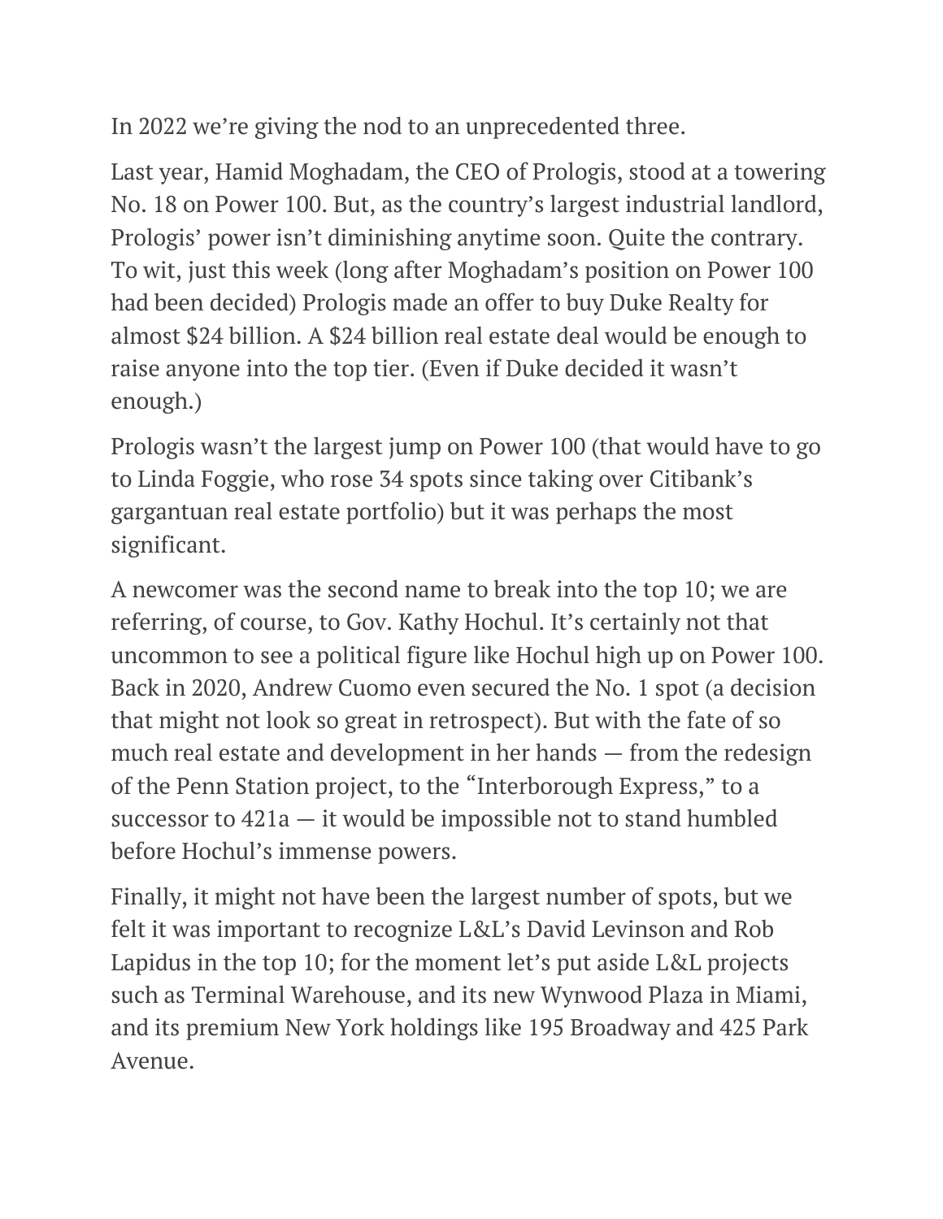In 2022 we're giving the nod to an unprecedented three.

Last year, Hamid Moghadam, the CEO of Prologis, stood at a towering No. 18 on Power 100. But, as the country's largest industrial landlord, Prologis' power isn't diminishing anytime soon. Quite the contrary. To wit, just this week (long after Moghadam's position on Power 100 had been decided) Prologis made an offer to buy Duke Realty for almost $24 billion. A $24 billion real estate deal would be enough to raise anyone into the top tier. (Even if Duke decided it wasn't enough.)

Prologis wasn't the largest jump on Power 100 (that would have to go to Linda Foggie, who rose 34 spots since taking over Citibank's gargantuan real estate portfolio) but it was perhaps the most significant.

A newcomer was the second name to break into the top 10; we are referring, of course, to Gov. Kathy Hochul. It's certainly not that uncommon to see a political figure like Hochul high up on Power 100. Back in 2020, Andrew Cuomo even secured the No. 1 spot (a decision that might not look so great in retrospect). But with the fate of so much real estate and development in her hands — from the redesign of the Penn Station project, to the "Interborough Express," to a successor to 421a — it would be impossible not to stand humbled before Hochul's immense powers.

Finally, it might not have been the largest number of spots, but we felt it was important to recognize L&L's David Levinson and Rob Lapidus in the top 10; for the moment let's put aside L&L projects such as Terminal Warehouse, and its new Wynwood Plaza in Miami, and its premium New York holdings like 195 Broadway and 425 Park Avenue.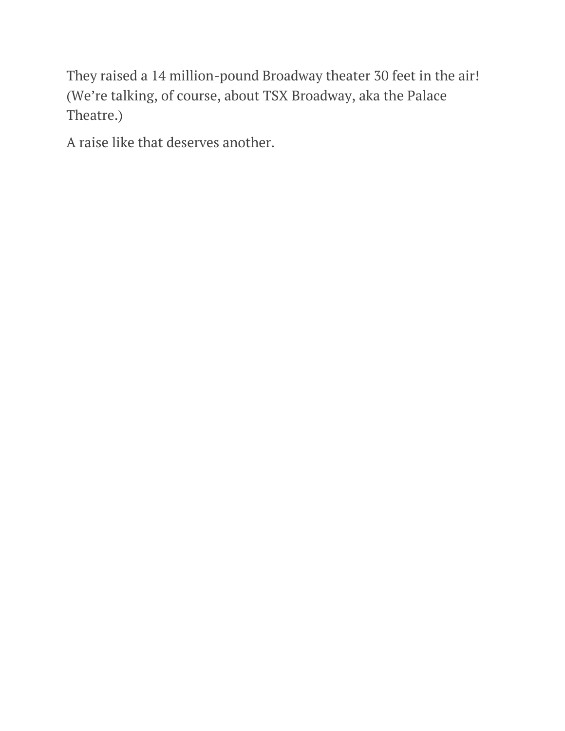They raised a 14 million-pound Broadway theater 30 feet in the air! (We're talking, of course, about TSX Broadway, aka the Palace Theatre.)

A raise like that deserves another.